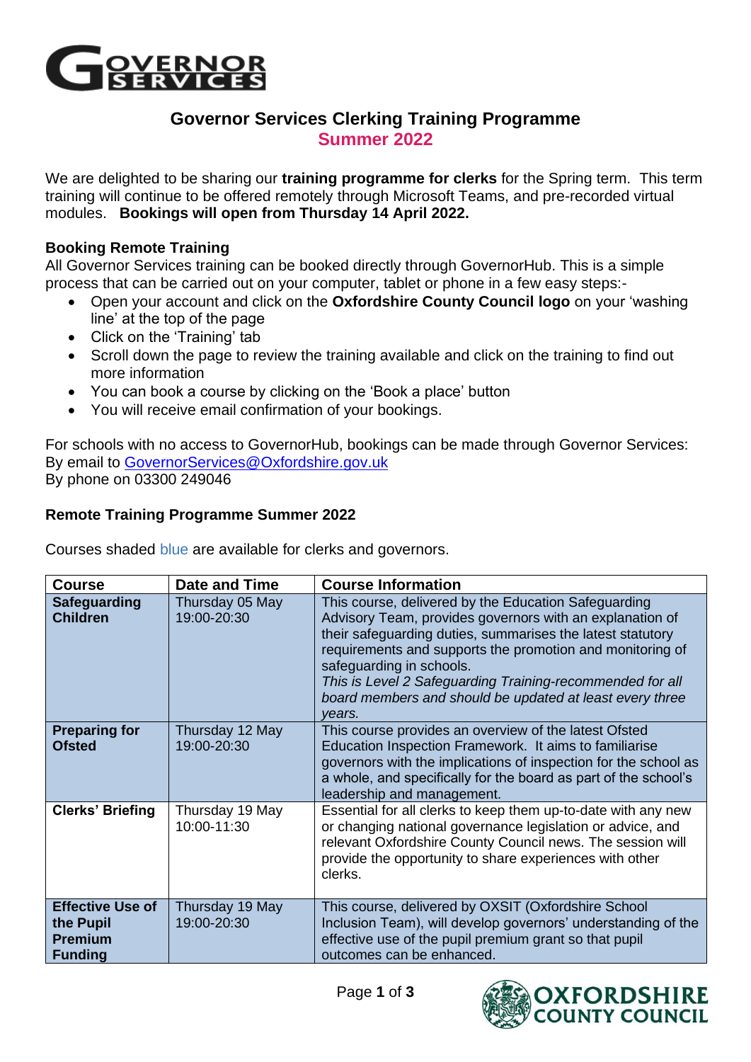# Governor Services Clerking Training Programme

## Summer 2022

We are delighted to be sharing our **training programme for clerks** for the Spring term. This term training will continue to be offered remotely through Microsoft Teams, and pre-recorded virtual modules. **Bookings will open from Thursday 14 April 2022.**

### Booking Remote Training

All Governor Services training can be booked directly through GovernorHub. This is a simple process that can be carried out on your computer, tablet or phone in a few easy steps:-

- Open your account and click on the **Oxfordshire County Council logo** on your 'washing line' at the top of the page
- Click on the 'Training' tab
- Scroll down the page to review the training available and click on the training to find out more information
- You can book a course by clicking on the 'Book a place' button
- You will receive email confirmation of your bookings.

For schools with no access to GovernorHub, bookings can be made through Governor Services:
By email to GovernorServices@Oxfordshire.gov.uk
By phone on 03300 249046

### Remote Training Programme Summer 2022

Courses shaded blue are available for clerks and governors.

| Course | Date and Time | Course Information |
|---|---|---|
| **Safeguarding Children** | Thursday 05 May 19:00-20:30 | This course, delivered by the Education Safeguarding Advisory Team, provides governors with an explanation of their safeguarding duties, summarises the latest statutory requirements and supports the promotion and monitoring of safeguarding in schools. *This is Level 2 Safeguarding Training-recommended for all board members and should be updated at least every three years.* |
| **Preparing for Ofsted** | Thursday 12 May 19:00-20:30 | This course provides an overview of the latest Ofsted Education Inspection Framework. It aims to familiarise governors with the implications of inspection for the school as a whole, and specifically for the board as part of the school's leadership and management. |
| **Clerks' Briefing** | Thursday 19 May 10:00-11:30 | Essential for all clerks to keep them up-to-date with any new or changing national governance legislation or advice, and relevant Oxfordshire County Council news. The session will provide the opportunity to share experiences with other clerks. |
| **Effective Use of the Pupil Premium Funding** | Thursday 19 May 19:00-20:30 | This course, delivered by OXSIT (Oxfordshire School Inclusion Team), will develop governors' understanding of the effective use of the pupil premium grant so that pupil outcomes can be enhanced. |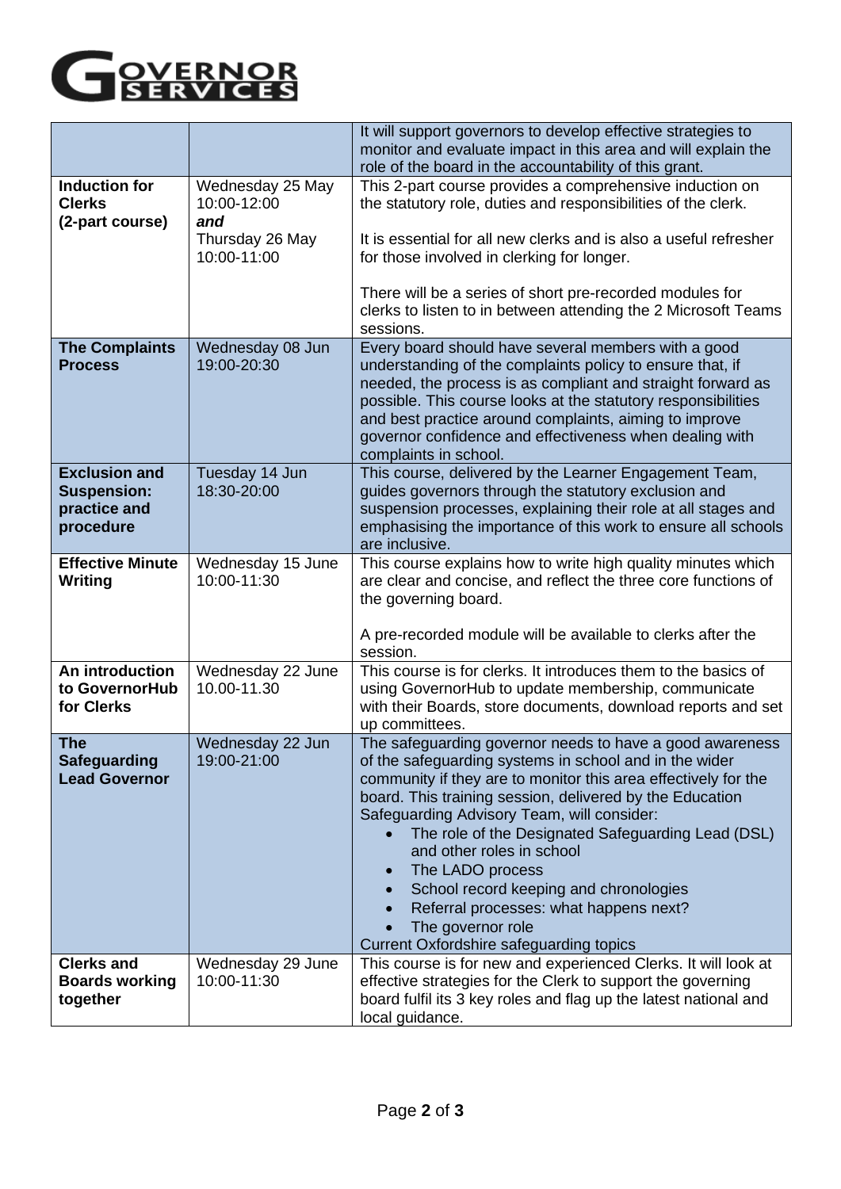| | | |
|---|---|---|
| | | It will support governors to develop effective strategies to monitor and evaluate impact in this area and will explain the role of the board in the accountability of this grant. |
| **Induction for Clerks (2-part course)** | Wednesday 25 May 10:00-12:00 ***and*** Thursday 26 May 10:00-11:00 | This 2-part course provides a comprehensive induction on the statutory role, duties and responsibilities of the clerk.<br><br>It is essential for all new clerks and is also a useful refresher for those involved in clerking for longer.<br><br>There will be a series of short pre-recorded modules for clerks to listen to in between attending the 2 Microsoft Teams sessions. |
| **The Complaints Process** | Wednesday 08 Jun 19:00-20:30 | Every board should have several members with a good understanding of the complaints policy to ensure that, if needed, the process is as compliant and straight forward as possible. This course looks at the statutory responsibilities and best practice around complaints, aiming to improve governor confidence and effectiveness when dealing with complaints in school. |
| **Exclusion and Suspension: practice and procedure** | Tuesday 14 Jun 18:30-20:00 | This course, delivered by the Learner Engagement Team, guides governors through the statutory exclusion and suspension processes, explaining their role at all stages and emphasising the importance of this work to ensure all schools are inclusive. |
| **Effective Minute Writing** | Wednesday 15 June 10:00-11:30 | This course explains how to write high quality minutes which are clear and concise, and reflect the three core functions of the governing board.<br><br>A pre-recorded module will be available to clerks after the session. |
| **An introduction to GovernorHub for Clerks** | Wednesday 22 June 10.00-11.30 | This course is for clerks. It introduces them to the basics of using GovernorHub to update membership, communicate with their Boards, store documents, download reports and set up committees. |
| **The Safeguarding Lead Governor** | Wednesday 22 Jun 19:00-21:00 | The safeguarding governor needs to have a good awareness of the safeguarding systems in school and in the wider community if they are to monitor this area effectively for the board. This training session, delivered by the Education Safeguarding Advisory Team, will consider:<br>• The role of the Designated Safeguarding Lead (DSL) and other roles in school<br>• The LADO process<br>• School record keeping and chronologies<br>• Referral processes: what happens next?<br>• The governor role<br>Current Oxfordshire safeguarding topics |
| **Clerks and Boards working together** | Wednesday 29 June 10:00-11:30 | This course is for new and experienced Clerks. It will look at effective strategies for the Clerk to support the governing board fulfil its 3 key roles and flag up the latest national and local guidance. |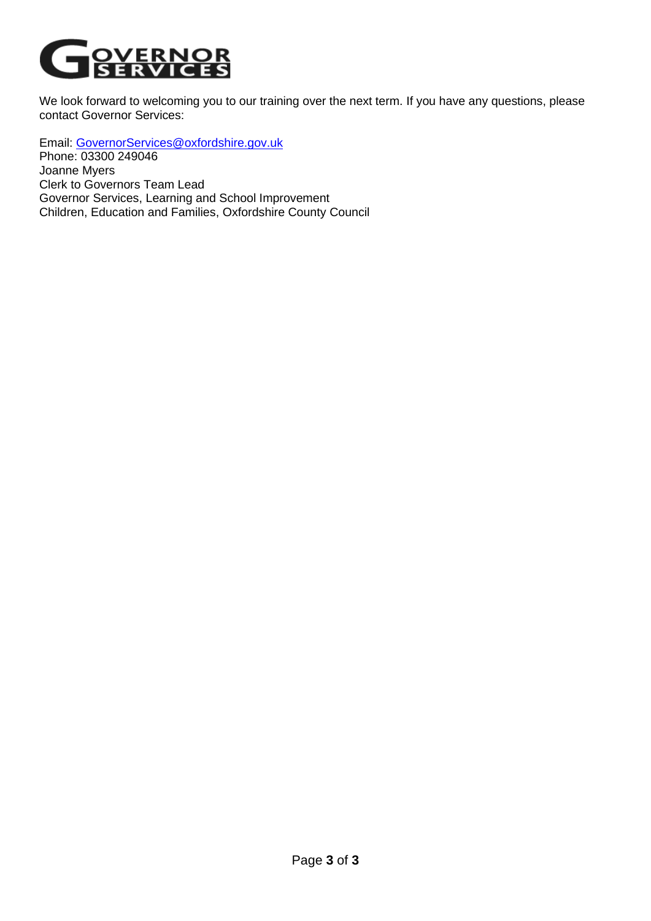GOVERNOR SERVICES

We look forward to welcoming you to our training over the next term. If you have any questions, please contact Governor Services:

Email: GovernorServices@oxfordshire.gov.uk
Phone: 03300 249046
Joanne Myers
Clerk to Governors Team Lead
Governor Services, Learning and School Improvement
Children, Education and Families, Oxfordshire County Council